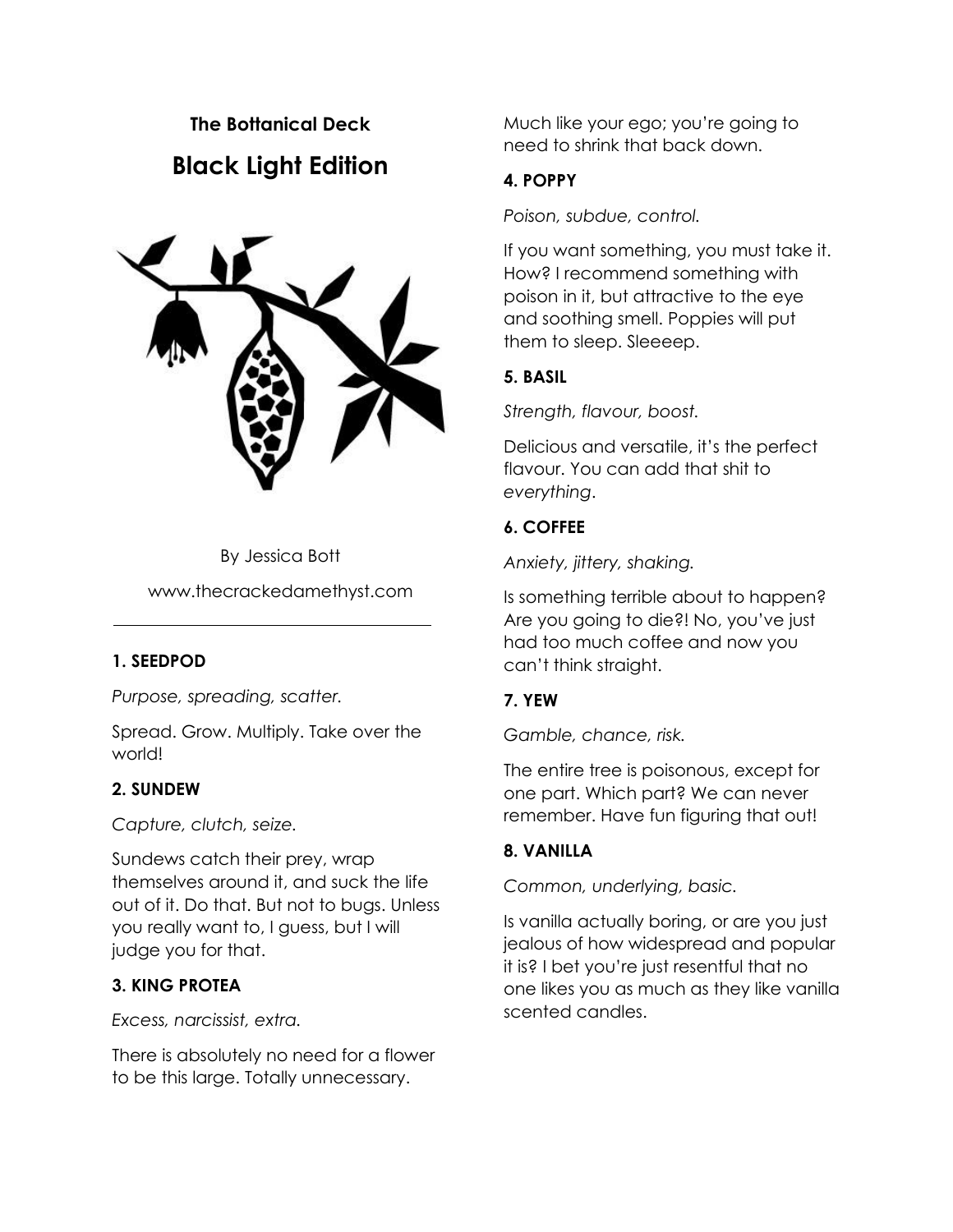**The Bottanical Deck**

# Black Light Edition

By Jessica Bott

www.thecrackedamethyst.com

---

**1. SEEDPOD**

*Purpose, spreading, scatter.*

Spread. Grow. Multiply. Take over the world!

**2. SUNDEW**

*Capture, clutch, seize.*

Sundews catch their prey, wrap themselves around it, and suck the life out of it. Do that. But not to bugs. Unless you really want to, I guess, but I will judge you for that.

**3. KING PROTEA**

*Excess, narcissist, extra.*

There is absolutely no need for a flower to be this large. Totally unnecessary. Much like your ego; you're going to need to shrink that back down.

**4. POPPY**

*Poison, subdue, control.*

If you want something, you must take it. How? I recommend something with poison in it, but attractive to the eye and soothing smell. Poppies will put them to sleep. Sleeeep.

**5. BASIL**

*Strength, flavour, boost.*

Delicious and versatile, it's the perfect flavour. You can add that shit to *everything*.

**6. COFFEE**

*Anxiety, jittery, shaking.*

Is something terrible about to happen? Are you going to die?! No, you've just had too much coffee and now you can't think straight.

**7. YEW**

*Gamble, chance, risk.*

The entire tree is poisonous, except for one part. Which part? We can never remember. Have fun figuring that out!

**8. VANILLA**

*Common, underlying, basic.*

Is vanilla actually boring, or are you just jealous of how widespread and popular it is? I bet you're just resentful that no one likes you as much as they like vanilla scented candles.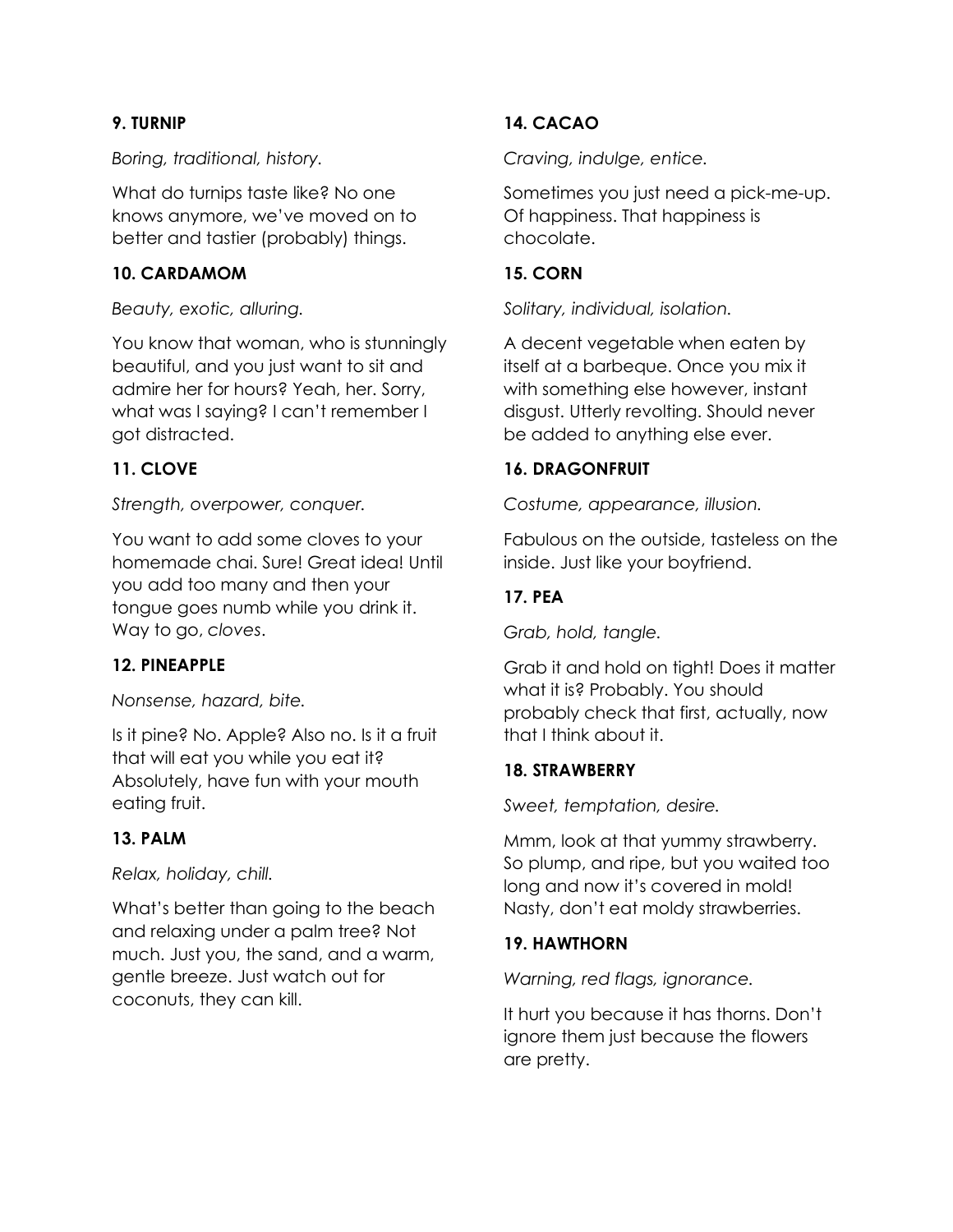**9. TURNIP**

*Boring, traditional, history.*

What do turnips taste like? No one knows anymore, we've moved on to better and tastier (probably) things.

**10. CARDAMOM**

*Beauty, exotic, alluring.*

You know that woman, who is stunningly beautiful, and you just want to sit and admire her for hours? Yeah, her. Sorry, what was I saying? I can't remember I got distracted.

**11. CLOVE**

*Strength, overpower, conquer.*

You want to add some cloves to your homemade chai. Sure! Great idea! Until you add too many and then your tongue goes numb while you drink it. Way to go, *cloves*.

**12. PINEAPPLE**

*Nonsense, hazard, bite.*

Is it pine? No. Apple? Also no. Is it a fruit that will eat you while you eat it? Absolutely, have fun with your mouth eating fruit.

**13. PALM**

*Relax, holiday, chill.*

What's better than going to the beach and relaxing under a palm tree? Not much. Just you, the sand, and a warm, gentle breeze. Just watch out for coconuts, they can kill.

**14. CACAO**

*Craving, indulge, entice.*

Sometimes you just need a pick-me-up. Of happiness. That happiness is chocolate.

**15. CORN**

*Solitary, individual, isolation.*

A decent vegetable when eaten by itself at a barbeque. Once you mix it with something else however, instant disgust. Utterly revolting. Should never be added to anything else ever.

**16. DRAGONFRUIT**

*Costume, appearance, illusion.*

Fabulous on the outside, tasteless on the inside. Just like your boyfriend.

**17. PEA**

*Grab, hold, tangle.*

Grab it and hold on tight! Does it matter what it is? Probably. You should probably check that first, actually, now that I think about it.

**18. STRAWBERRY**

*Sweet, temptation, desire.*

Mmm, look at that yummy strawberry. So plump, and ripe, but you waited too long and now it's covered in mold! Nasty, don't eat moldy strawberries.

**19. HAWTHORN**

*Warning, red flags, ignorance.*

It hurt you because it has thorns. Don't ignore them just because the flowers are pretty.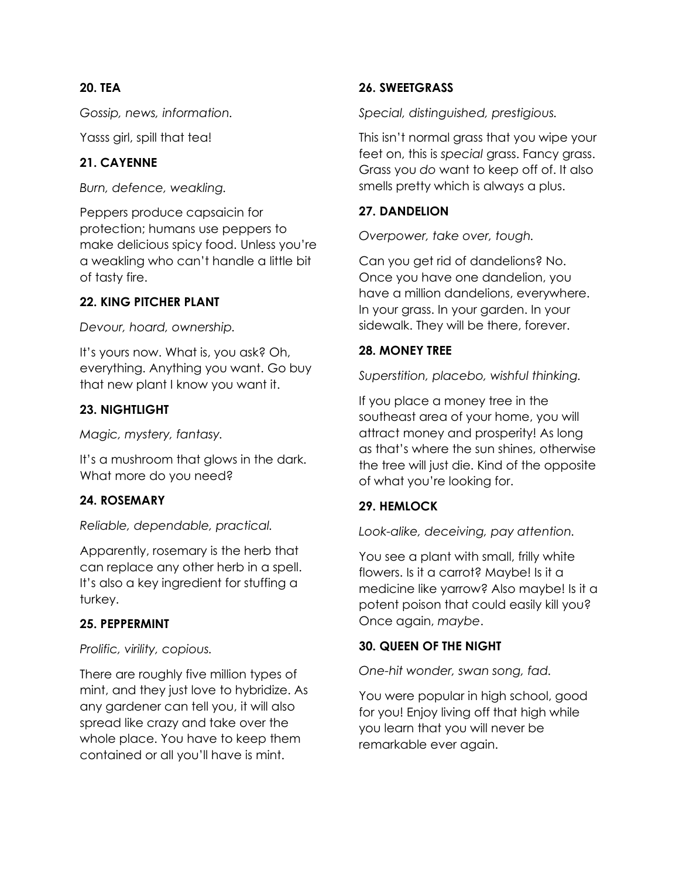**20. TEA**

*Gossip, news, information.*

Yasss girl, spill that tea!

**21. CAYENNE**

*Burn, defence, weakling.*

Peppers produce capsaicin for protection; humans use peppers to make delicious spicy food. Unless you're a weakling who can't handle a little bit of tasty fire.

**22. KING PITCHER PLANT**

*Devour, hoard, ownership.*

It's yours now. What is, you ask? Oh, everything. Anything you want. Go buy that new plant I know you want it.

**23. NIGHTLIGHT**

*Magic, mystery, fantasy.*

It's a mushroom that glows in the dark. What more do you need?

**24. ROSEMARY**

*Reliable, dependable, practical.*

Apparently, rosemary is the herb that can replace any other herb in a spell. It's also a key ingredient for stuffing a turkey.

**25. PEPPERMINT**

*Prolific, virility, copious.*

There are roughly five million types of mint, and they just love to hybridize. As any gardener can tell you, it will also spread like crazy and take over the whole place. You have to keep them contained or all you'll have is mint.

**26. SWEETGRASS**

*Special, distinguished, prestigious.*

This isn't normal grass that you wipe your feet on, this is *special* grass. Fancy grass. Grass you *do* want to keep off of. It also smells pretty which is always a plus.

**27. DANDELION**

*Overpower, take over, tough.*

Can you get rid of dandelions? No. Once you have one dandelion, you have a million dandelions, everywhere. In your grass. In your garden. In your sidewalk. They will be there, forever.

**28. MONEY TREE**

*Superstition, placebo, wishful thinking.*

If you place a money tree in the southeast area of your home, you will attract money and prosperity! As long as that's where the sun shines, otherwise the tree will just die. Kind of the opposite of what you're looking for.

**29. HEMLOCK**

*Look-alike, deceiving, pay attention.*

You see a plant with small, frilly white flowers. Is it a carrot? Maybe! Is it a medicine like yarrow? Also maybe! Is it a potent poison that could easily kill you? Once again, *maybe*.

**30. QUEEN OF THE NIGHT**

*One-hit wonder, swan song, fad.*

You were popular in high school, good for you! Enjoy living off that high while you learn that you will never be remarkable ever again.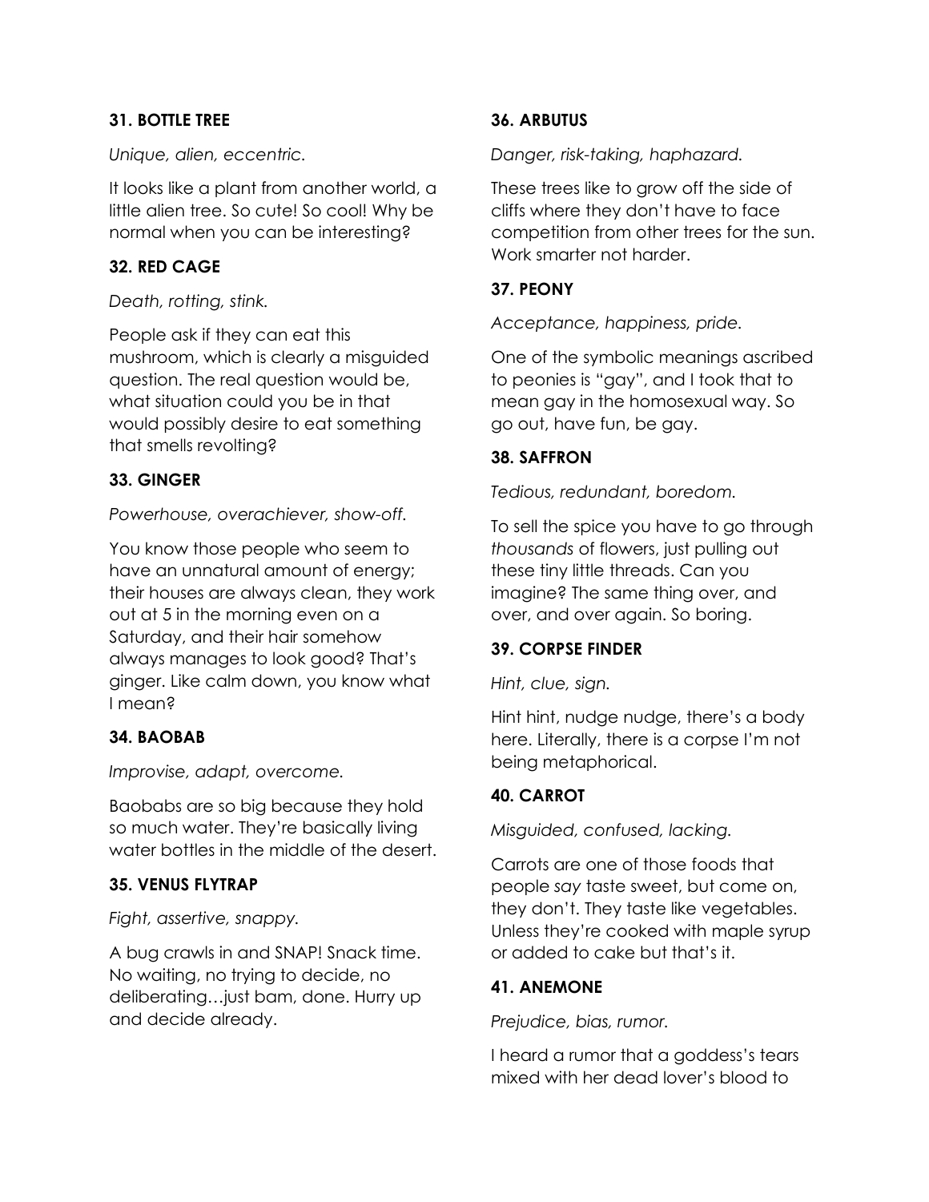**31. BOTTLE TREE**

*Unique, alien, eccentric.*

It looks like a plant from another world, a little alien tree. So cute! So cool! Why be normal when you can be interesting?

**32. RED CAGE**

*Death, rotting, stink.*

People ask if they can eat this mushroom, which is clearly a misguided question. The real question would be, what situation could you be in that would possibly desire to eat something that smells revolting?

**33. GINGER**

*Powerhouse, overachiever, show-off.*

You know those people who seem to have an unnatural amount of energy; their houses are always clean, they work out at 5 in the morning even on a Saturday, and their hair somehow always manages to look good? That's ginger. Like calm down, you know what I mean?

**34. BAOBAB**

*Improvise, adapt, overcome.*

Baobabs are so big because they hold so much water. They're basically living water bottles in the middle of the desert.

**35. VENUS FLYTRAP**

*Fight, assertive, snappy.*

A bug crawls in and SNAP! Snack time. No waiting, no trying to decide, no deliberating…just bam, done. Hurry up and decide already.

**36. ARBUTUS**

*Danger, risk-taking, haphazard.*

These trees like to grow off the side of cliffs where they don't have to face competition from other trees for the sun. Work smarter not harder.

**37. PEONY**

*Acceptance, happiness, pride.*

One of the symbolic meanings ascribed to peonies is "gay", and I took that to mean gay in the homosexual way. So go out, have fun, be gay.

**38. SAFFRON**

*Tedious, redundant, boredom.*

To sell the spice you have to go through *thousands* of flowers, just pulling out these tiny little threads. Can you imagine? The same thing over, and over, and over again. So boring.

**39. CORPSE FINDER**

*Hint, clue, sign.*

Hint hint, nudge nudge, there's a body here. Literally, there is a corpse I'm not being metaphorical.

**40. CARROT**

*Misguided, confused, lacking.*

Carrots are one of those foods that people *say* taste sweet, but come on, they don't. They taste like vegetables. Unless they're cooked with maple syrup or added to cake but that's it.

**41. ANEMONE**

*Prejudice, bias, rumor.*

I heard a rumor that a goddess's tears mixed with her dead lover's blood to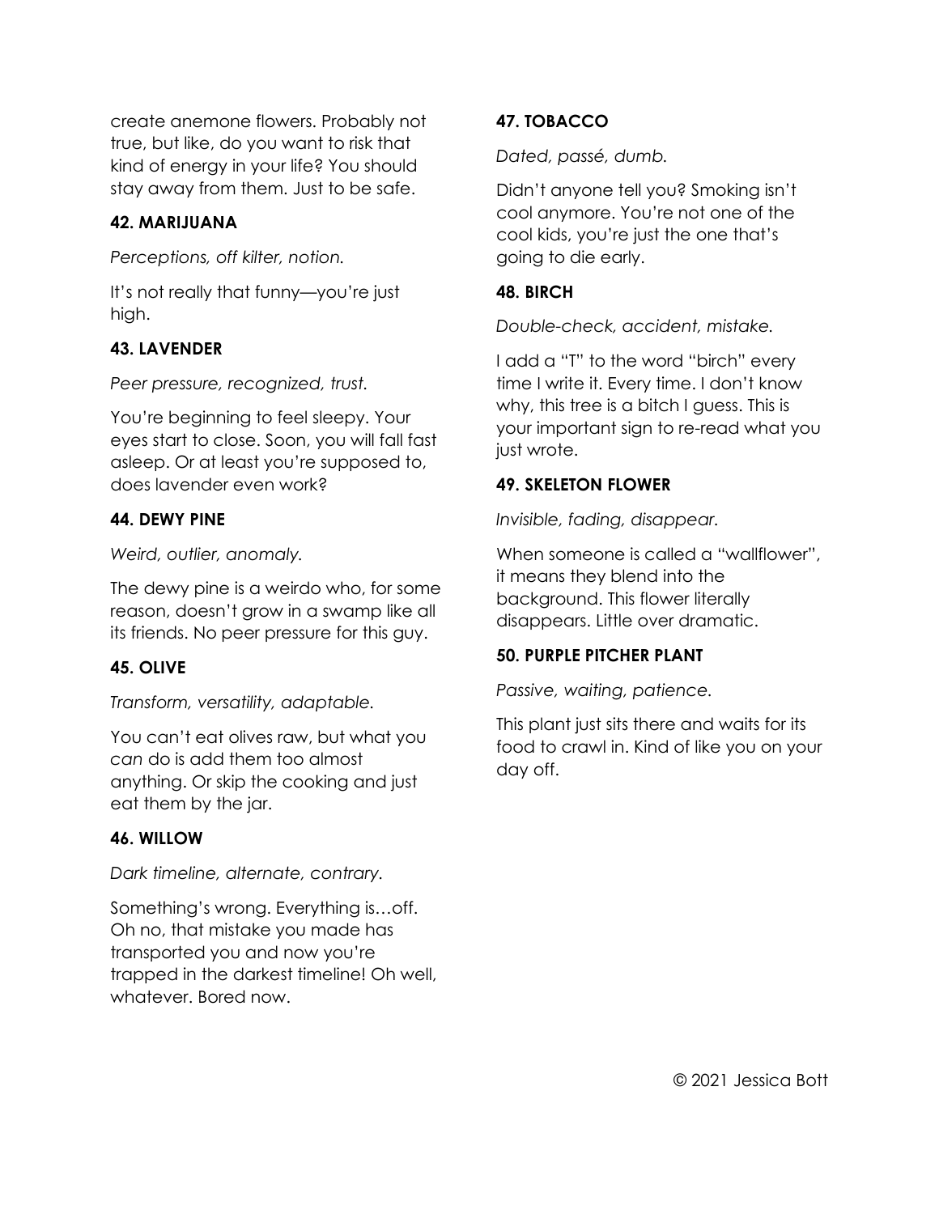create anemone flowers. Probably not true, but like, do you want to risk that kind of energy in your life? You should stay away from them. Just to be safe.

### 42. MARIJUANA

*Perceptions, off kilter, notion.*

It's not really that funny—you're just high.

### 43. LAVENDER

*Peer pressure, recognized, trust.*

You're beginning to feel sleepy. Your eyes start to close. Soon, you will fall fast asleep. Or at least you're supposed to, does lavender even work?

### 44. DEWY PINE

*Weird, outlier, anomaly.*

The dewy pine is a weirdo who, for some reason, doesn't grow in a swamp like all its friends. No peer pressure for this guy.

### 45. OLIVE

*Transform, versatility, adaptable.*

You can't eat olives raw, but what you *can* do is add them too almost anything. Or skip the cooking and just eat them by the jar.

### 46. WILLOW

*Dark timeline, alternate, contrary.*

Something's wrong. Everything is…off. Oh no, that mistake you made has transported you and now you're trapped in the darkest timeline! Oh well, whatever. Bored now.

### 47. TOBACCO

*Dated, passé, dumb.*

Didn't anyone tell you? Smoking isn't cool anymore. You're not one of the cool kids, you're just the one that's going to die early.

### 48. BIRCH

*Double-check, accident, mistake.*

I add a "T" to the word "birch" every time I write it. Every time. I don't know why, this tree is a bitch I guess. This is your important sign to re-read what you just wrote.

### 49. SKELETON FLOWER

*Invisible, fading, disappear.*

When someone is called a "wallflower", it means they blend into the background. This flower literally disappears. Little over dramatic.

### 50. PURPLE PITCHER PLANT

*Passive, waiting, patience.*

This plant just sits there and waits for its food to crawl in. Kind of like you on your day off.

© 2021 Jessica Bott